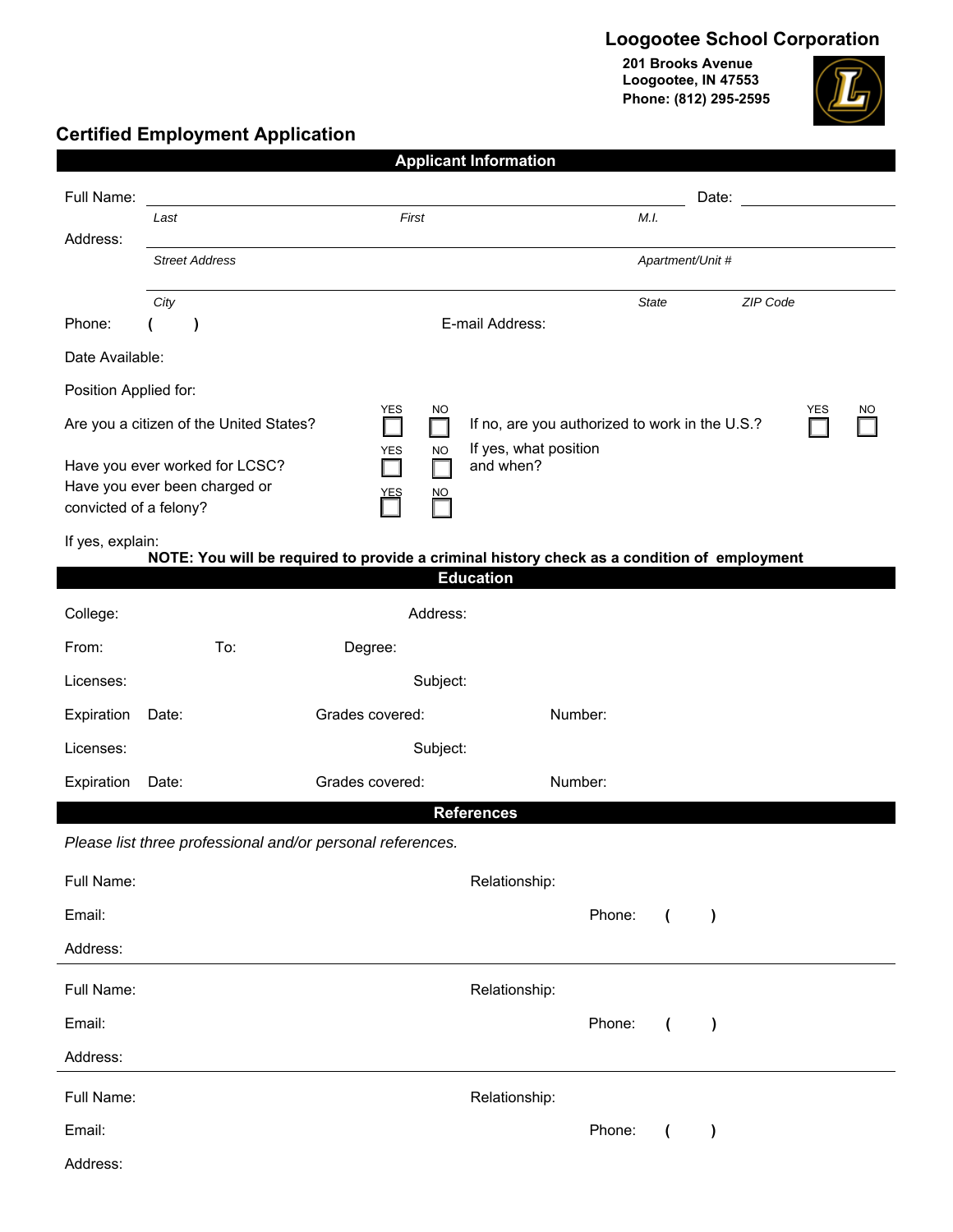**Loogootee School Corporation**

**201 Brooks Avenue**
**Loogootee, IN 47553**
**Phone: (812) 295-2595**

## Certified Employment Application

### Applicant Information

Full Name: ______________________________________________ Date: ____________

*Last* *First* *M.I.*

Address: ______________________________________________

*Street Address* *Apartment/Unit #*

______________________________________________

*City* *State* *ZIP Code*

Phone: ( ) E-mail Address:

Date Available:

Position Applied for:

Are you a citizen of the United States? YES ☐ NO ☐ If no, are you authorized to work in the U.S.? YES ☐ NO ☐

Have you ever worked for LCSC? YES ☐ NO ☐ If yes, what position and when?

Have you ever been charged or convicted of a felony? YES ☐ NO ☐

If yes, explain:

**NOTE: You will be required to provide a criminal history check as a condition of employment**

### Education

College: Address:

From: To: Degree:

Licenses: Subject:

Expiration Date: Grades covered: Number:

Licenses: Subject:

Expiration Date: Grades covered: Number:

### References

*Please list three professional and/or personal references.*

Full Name: Relationship:

Email: Phone: ( )

Address:

---

Full Name: Relationship:

Email: Phone: ( )

Address:

---

Full Name: Relationship:

Email: Phone: ( )

Address: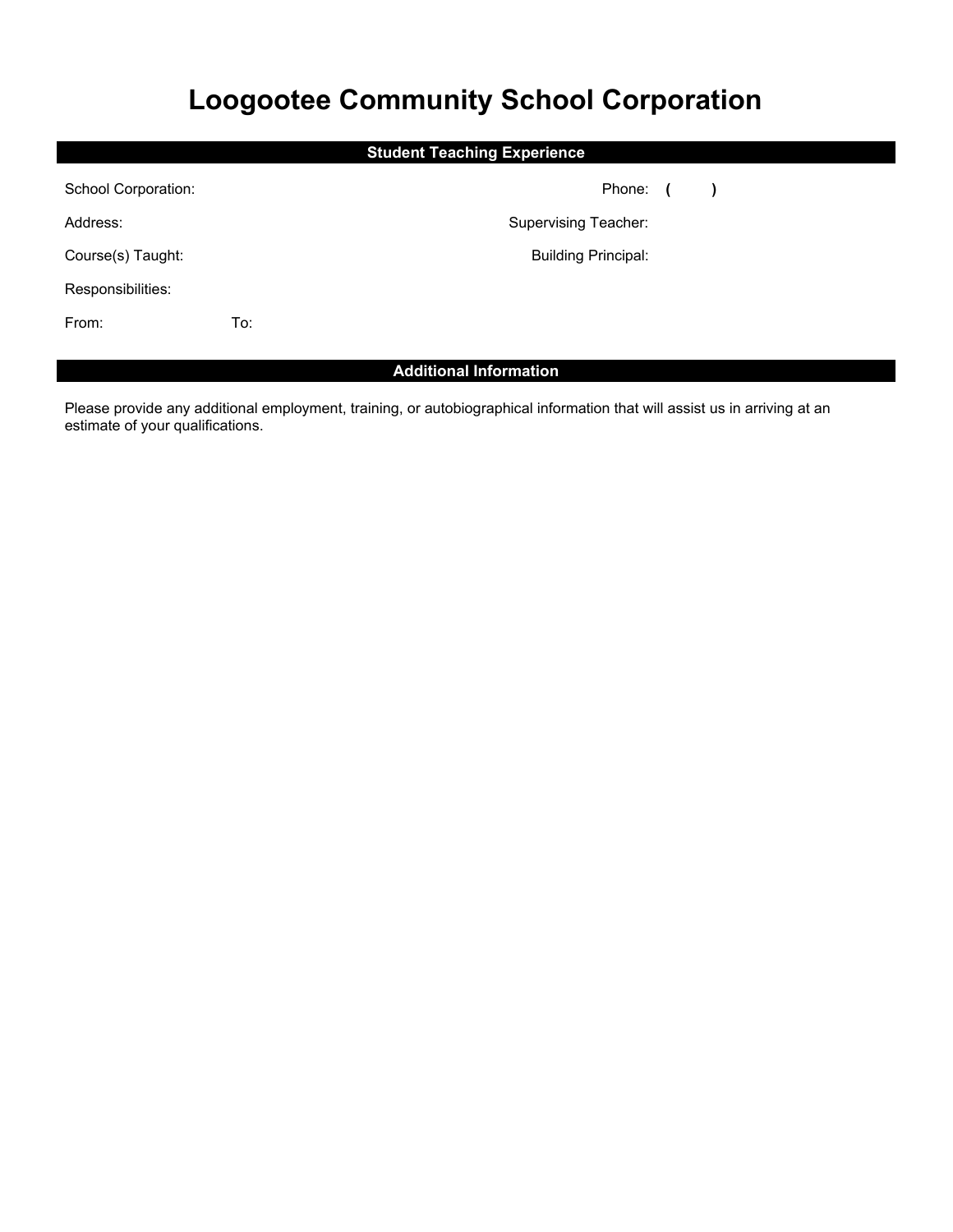# Loogootee Community School Corporation

## Student Teaching Experience

School Corporation:

Phone: (     )

Address:

Supervising Teacher:

Course(s) Taught:

Building Principal:

Responsibilities:

From:

To:

## Additional Information

Please provide any additional employment, training, or autobiographical information that will assist us in arriving at an estimate of your qualifications.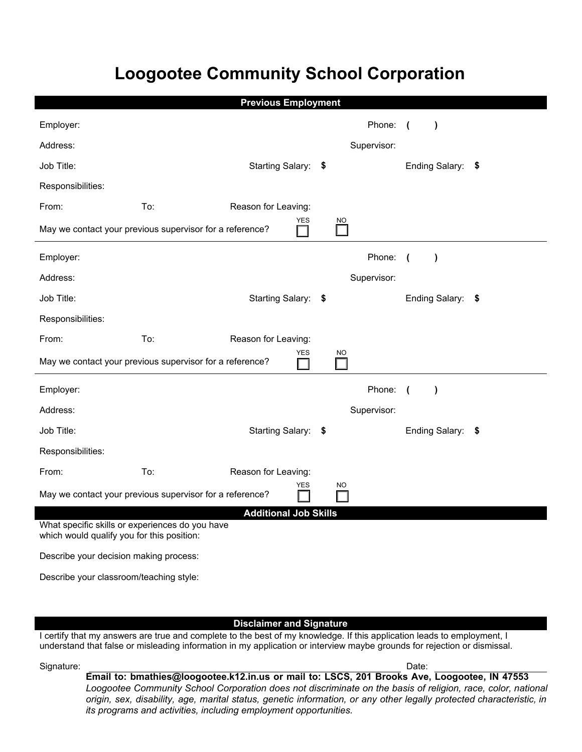# Loogootee Community School Corporation

## Previous Employment

Employer: Phone: ( )

Address: Supervisor:

Job Title: Starting Salary: $ Ending Salary: $

Responsibilities:

From: To: Reason for Leaving:

May we contact your previous supervisor for a reference? YES ☐ NO ☐

---

Employer: Phone: ( )

Address: Supervisor:

Job Title: Starting Salary: $ Ending Salary: $

Responsibilities:

From: To: Reason for Leaving:

May we contact your previous supervisor for a reference? YES ☐ NO ☐

---

Employer: Phone: ( )

Address: Supervisor:

Job Title: Starting Salary: $ Ending Salary: $

Responsibilities:

From: To: Reason for Leaving:

May we contact your previous supervisor for a reference? YES ☐ NO ☐

## Additional Job Skills

What specific skills or experiences do you have which would qualify you for this position:

Describe your decision making process:

Describe your classroom/teaching style:

## Disclaimer and Signature

I certify that my answers are true and complete to the best of my knowledge. If this application leads to employment, I understand that false or misleading information in my application or interview maybe grounds for rejection or dismissal.

Signature: \_\_\_\_\_\_\_\_\_\_\_\_\_\_\_\_\_\_\_\_\_\_\_\_\_\_\_\_\_\_ Date: \_\_\_\_\_\_\_\_\_\_\_\_

**Email to: bmathies@loogootee.k12.in.us or mail to: LSCS, 201 Brooks Ave, Loogootee, IN 47553**

*Loogootee Community School Corporation does not discriminate on the basis of religion, race, color, national origin, sex, disability, age, marital status, genetic information, or any other legally protected characteristic, in its programs and activities, including employment opportunities.*